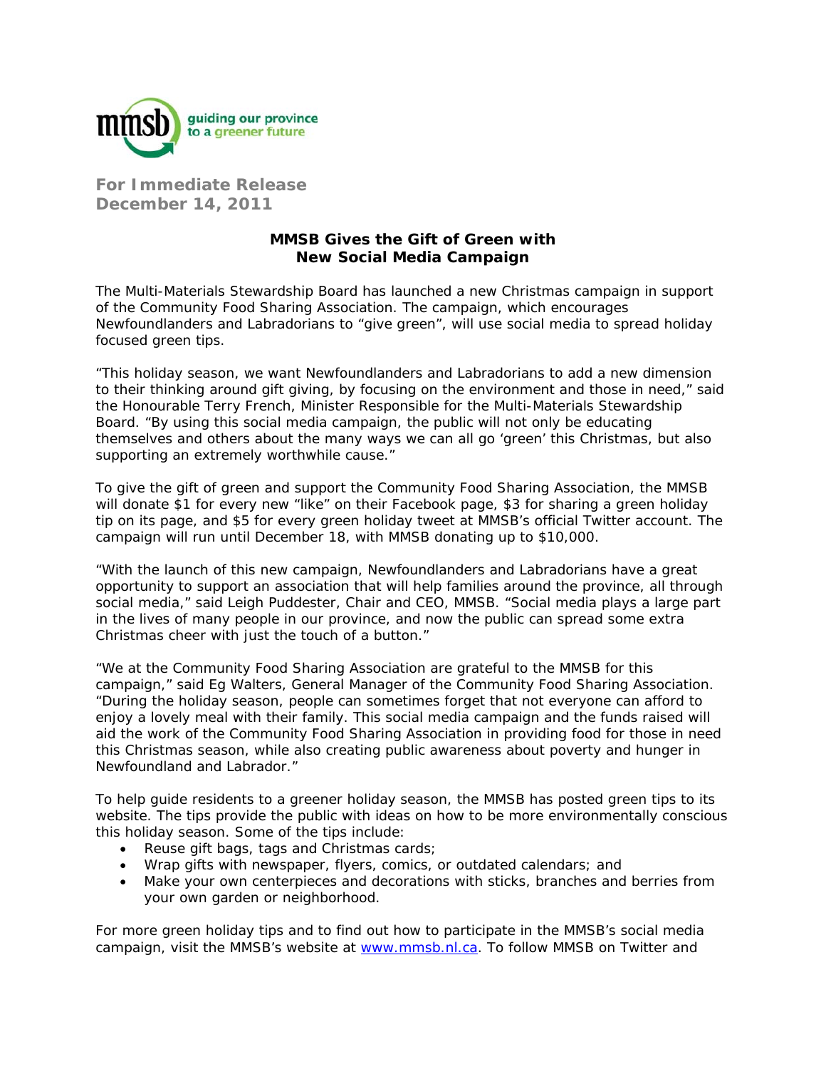mmsb guiding our province to a greener future

**For Immediate Release**
**December 14, 2011**

## MMSB Gives the Gift of Green with New Social Media Campaign

The Multi-Materials Stewardship Board has launched a new Christmas campaign in support of the Community Food Sharing Association. The campaign, which encourages Newfoundlanders and Labradorians to "give green", will use social media to spread holiday focused green tips.

"This holiday season, we want Newfoundlanders and Labradorians to add a new dimension to their thinking around gift giving, by focusing on the environment and those in need," said the Honourable Terry French, Minister Responsible for the Multi-Materials Stewardship Board. "By using this social media campaign, the public will not only be educating themselves and others about the many ways we can all go 'green' this Christmas, but also supporting an extremely worthwhile cause."

To give the gift of green and support the Community Food Sharing Association, the MMSB will donate $1 for every new "like" on their Facebook page, $3 for sharing a green holiday tip on its page, and $5 for every green holiday tweet at MMSB's official Twitter account. The campaign will run until December 18, with MMSB donating up to $10,000.

"With the launch of this new campaign, Newfoundlanders and Labradorians have a great opportunity to support an association that will help families around the province, all through social media," said Leigh Puddester, Chair and CEO, MMSB. "Social media plays a large part in the lives of many people in our province, and now the public can spread some extra Christmas cheer with just the touch of a button."

"We at the Community Food Sharing Association are grateful to the MMSB for this campaign," said Eg Walters, General Manager of the Community Food Sharing Association. "During the holiday season, people can sometimes forget that not everyone can afford to enjoy a lovely meal with their family. This social media campaign and the funds raised will aid the work of the Community Food Sharing Association in providing food for those in need this Christmas season, while also creating public awareness about poverty and hunger in Newfoundland and Labrador."

To help guide residents to a greener holiday season, the MMSB has posted green tips to its website. The tips provide the public with ideas on how to be more environmentally conscious this holiday season. Some of the tips include:

- Reuse gift bags, tags and Christmas cards;
- Wrap gifts with newspaper, flyers, comics, or outdated calendars; and
- Make your own centerpieces and decorations with sticks, branches and berries from your own garden or neighborhood.

For more green holiday tips and to find out how to participate in the MMSB's social media campaign, visit the MMSB's website at [www.mmsb.nl.ca](http://www.mmsb.nl.ca). To follow MMSB on Twitter and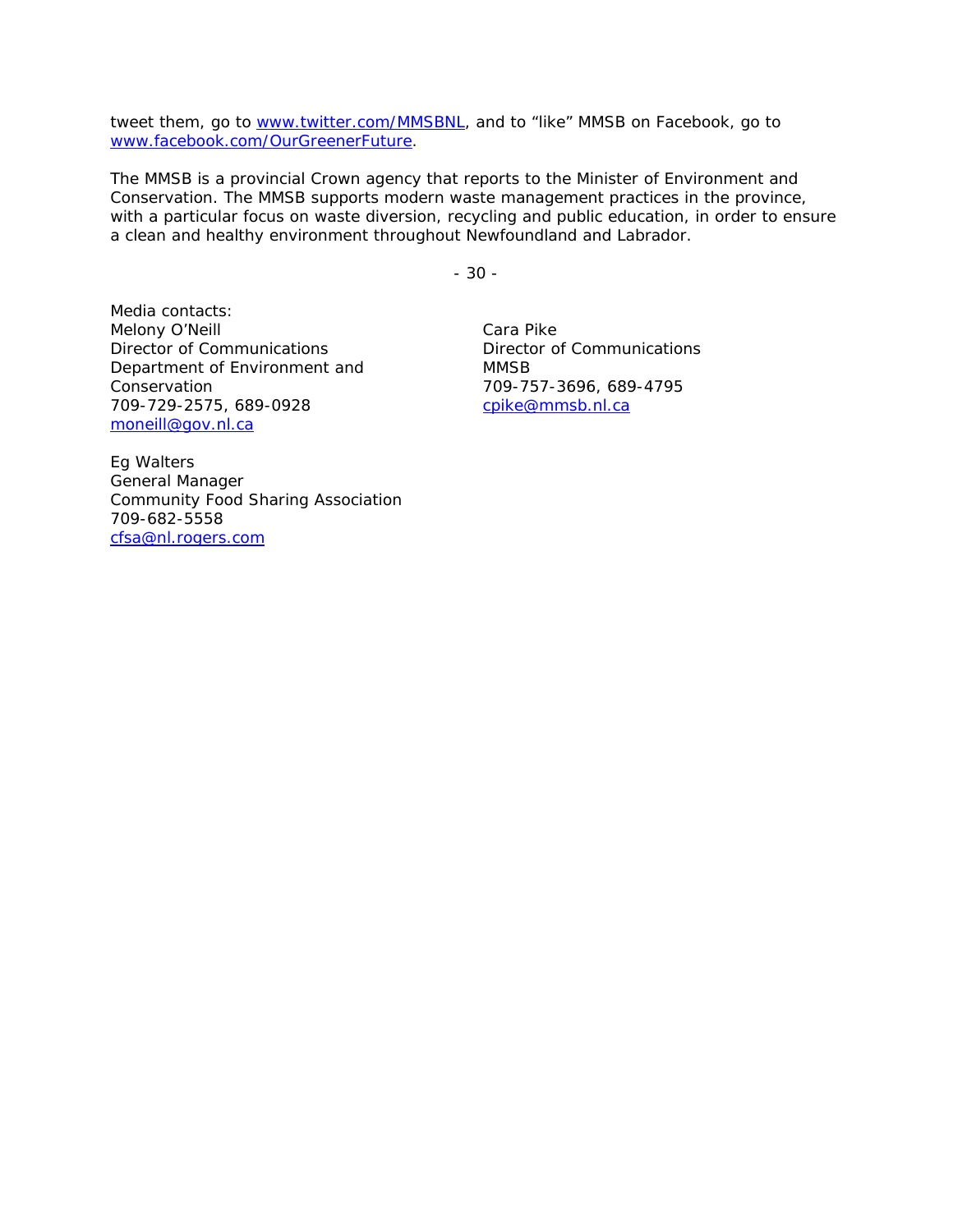tweet them, go to www.twitter.com/MMSBNL, and to "like" MMSB on Facebook, go to www.facebook.com/OurGreenerFuture.

The MMSB is a provincial Crown agency that reports to the Minister of Environment and Conservation. The MMSB supports modern waste management practices in the province, with a particular focus on waste diversion, recycling and public education, in order to ensure a clean and healthy environment throughout Newfoundland and Labrador.

- 30 -

Media contacts:

Melony O'Neill
Director of Communications
Department of Environment and Conservation
709-729-2575, 689-0928
moneill@gov.nl.ca

Cara Pike
Director of Communications
MMSB
709-757-3696, 689-4795
cpike@mmsb.nl.ca

Eg Walters
General Manager
Community Food Sharing Association
709-682-5558
cfsa@nl.rogers.com